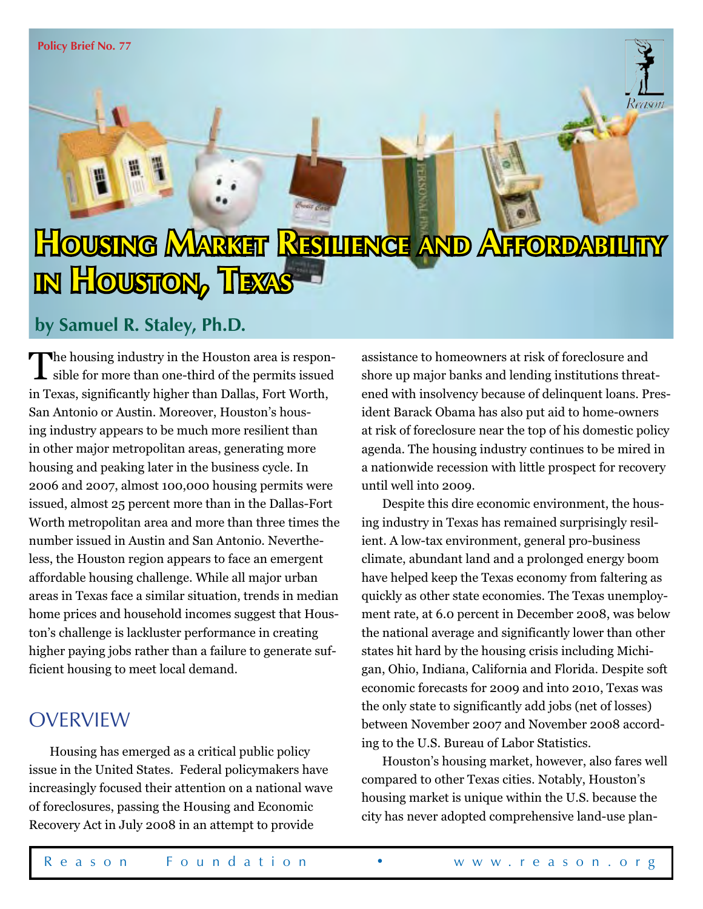Policy Brief No. 77

# Housing Market Resilience and Affordability in Houston, Texas

**by Samuel R. Staley, Ph.D.**

The housing industry in the Houston area is responsible for more than one-third of the permits issued in Texas, significantly higher than Dallas, Fort Worth, San Antonio or Austin. Moreover, Houston's housing industry appears to be much more resilient than in other major metropolitan areas, generating more housing and peaking later in the business cycle. In 2006 and 2007, almost 100,000 housing permits were issued, almost 25 percent more than in the Dallas-Fort Worth metropolitan area and more than three times the number issued in Austin and San Antonio. Nevertheless, the Houston region appears to face an emergent affordable housing challenge. While all major urban areas in Texas face a similar situation, trends in median home prices and household incomes suggest that Houston's challenge is lackluster performance in creating higher paying jobs rather than a failure to generate sufficient housing to meet local demand.

## OVERVIEW

Housing has emerged as a critical public policy issue in the United States. Federal policymakers have increasingly focused their attention on a national wave of foreclosures, passing the Housing and Economic Recovery Act in July 2008 in an attempt to provide assistance to homeowners at risk of foreclosure and shore up major banks and lending institutions threatened with insolvency because of delinquent loans. President Barack Obama has also put aid to home-owners at risk of foreclosure near the top of his domestic policy agenda. The housing industry continues to be mired in a nationwide recession with little prospect for recovery until well into 2009.

Despite this dire economic environment, the housing industry in Texas has remained surprisingly resilient. A low-tax environment, general pro-business climate, abundant land and a prolonged energy boom have helped keep the Texas economy from faltering as quickly as other state economies. The Texas unemployment rate, at 6.0 percent in December 2008, was below the national average and significantly lower than other states hit hard by the housing crisis including Michigan, Ohio, Indiana, California and Florida. Despite soft economic forecasts for 2009 and into 2010, Texas was the only state to significantly add jobs (net of losses) between November 2007 and November 2008 according to the U.S. Bureau of Labor Statistics.

Houston's housing market, however, also fares well compared to other Texas cities. Notably, Houston's housing market is unique within the U.S. because the city has never adopted comprehensive land-use plan-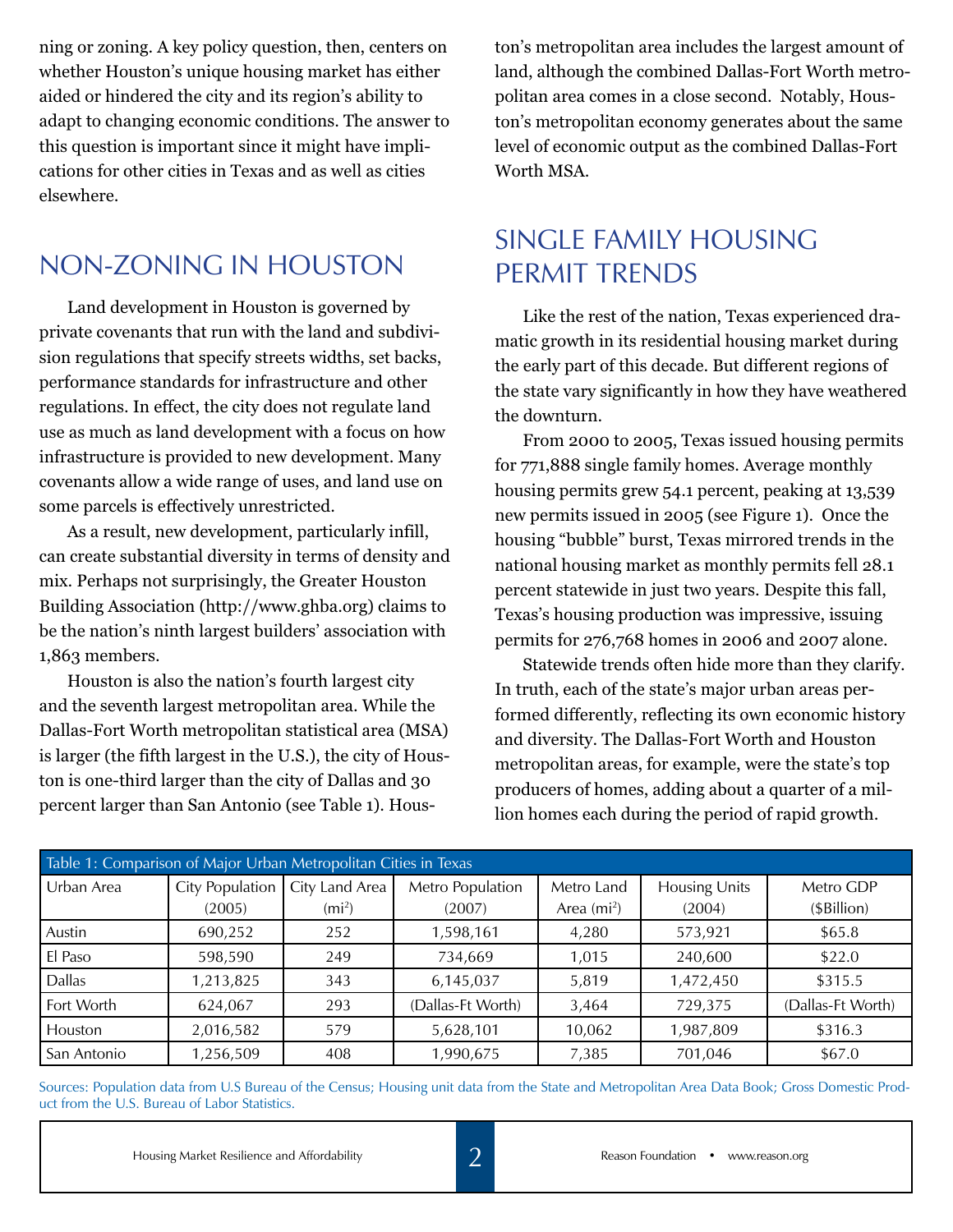ning or zoning. A key policy question, then, centers on whether Houston's unique housing market has either aided or hindered the city and its region's ability to adapt to changing economic conditions. The answer to this question is important since it might have implications for other cities in Texas and as well as cities elsewhere.

## NON-ZONING IN HOUSTON

Land development in Houston is governed by private covenants that run with the land and subdivision regulations that specify streets widths, set backs, performance standards for infrastructure and other regulations. In effect, the city does not regulate land use as much as land development with a focus on how infrastructure is provided to new development. Many covenants allow a wide range of uses, and land use on some parcels is effectively unrestricted.

As a result, new development, particularly infill, can create substantial diversity in terms of density and mix. Perhaps not surprisingly, the Greater Houston Building Association (http://www.ghba.org) claims to be the nation's ninth largest builders' association with 1,863 members.

Houston is also the nation's fourth largest city and the seventh largest metropolitan area. While the Dallas-Fort Worth metropolitan statistical area (MSA) is larger (the fifth largest in the U.S.), the city of Houston is one-third larger than the city of Dallas and 30 percent larger than San Antonio (see Table 1). Houston's metropolitan area includes the largest amount of land, although the combined Dallas-Fort Worth metropolitan area comes in a close second. Notably, Houston's metropolitan economy generates about the same level of economic output as the combined Dallas-Fort Worth MSA.

## SINGLE FAMILY HOUSING PERMIT TRENDS

Like the rest of the nation, Texas experienced dramatic growth in its residential housing market during the early part of this decade. But different regions of the state vary significantly in how they have weathered the downturn.

From 2000 to 2005, Texas issued housing permits for 771,888 single family homes. Average monthly housing permits grew 54.1 percent, peaking at 13,539 new permits issued in 2005 (see Figure 1). Once the housing "bubble" burst, Texas mirrored trends in the national housing market as monthly permits fell 28.1 percent statewide in just two years. Despite this fall, Texas's housing production was impressive, issuing permits for 276,768 homes in 2006 and 2007 alone.

Statewide trends often hide more than they clarify. In truth, each of the state's major urban areas performed differently, reflecting its own economic history and diversity. The Dallas-Fort Worth and Houston metropolitan areas, for example, were the state's top producers of homes, adding about a quarter of a million homes each during the period of rapid growth.

Table 1: Comparison of Major Urban Metropolitan Cities in Texas

| Urban Area | City Population (2005) | City Land Area (mi$^2$) | Metro Population (2007) | Metro Land Area (mi$^2$) | Housing Units (2004) | Metro GDP ($Billion) |
|---|---|---|---|---|---|---|
| Austin | 690,252 | 252 | 1,598,161 | 4,280 | 573,921 | $65.8 |
| El Paso | 598,590 | 249 | 734,669 | 1,015 | 240,600 | $22.0 |
| Dallas | 1,213,825 | 343 | 6,145,037 | 5,819 | 1,472,450 | $315.5 |
| Fort Worth | 624,067 | 293 | (Dallas-Ft Worth) | 3,464 | 729,375 | (Dallas-Ft Worth) |
| Houston | 2,016,582 | 579 | 5,628,101 | 10,062 | 1,987,809 | $316.3 |
| San Antonio | 1,256,509 | 408 | 1,990,675 | 7,385 | 701,046 | $67.0 |

Sources: Population data from U.S Bureau of the Census; Housing unit data from the State and Metropolitan Area Data Book; Gross Domestic Product from the U.S. Bureau of Labor Statistics.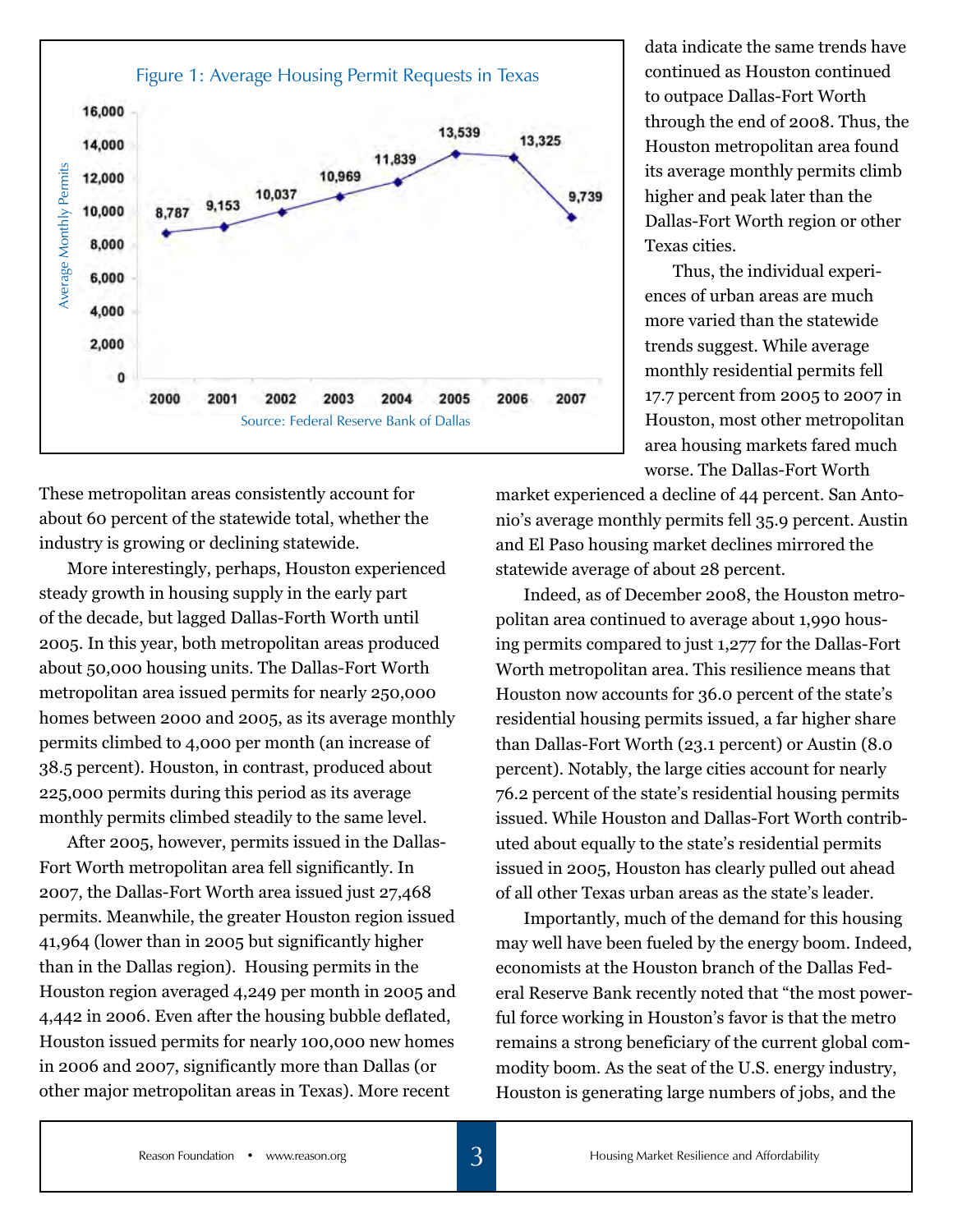Figure 1: Average Housing Permit Requests in Texas

Average Monthly Permits

16,000
14,000
12,000
10,000
8,000
6,000
4,000
2,000
0

8,787
9,153
10,037
10,969
11,839
13,539
13,325
9,739

2000
2001
2002
2003
2004
2005
2006
2007

Source: Federal Reserve Bank of Dallas

These metropolitan areas consistently account for about 60 percent of the statewide total, whether the industry is growing or declining statewide.

More interestingly, perhaps, Houston experienced steady growth in housing supply in the early part of the decade, but lagged Dallas-Forth Worth until 2005. In this year, both metropolitan areas produced about 50,000 housing units. The Dallas-Fort Worth metropolitan area issued permits for nearly 250,000 homes between 2000 and 2005, as its average monthly permits climbed to 4,000 per month (an increase of 38.5 percent). Houston, in contrast, produced about 225,000 permits during this period as its average monthly permits climbed steadily to the same level.

After 2005, however, permits issued in the Dallas-Fort Worth metropolitan area fell significantly. In 2007, the Dallas-Fort Worth area issued just 27,468 permits. Meanwhile, the greater Houston region issued 41,964 (lower than in 2005 but significantly higher than in the Dallas region). Housing permits in the Houston region averaged 4,249 per month in 2005 and 4,442 in 2006. Even after the housing bubble deflated, Houston issued permits for nearly 100,000 new homes in 2006 and 2007, significantly more than Dallas (or other major metropolitan areas in Texas). More recent data indicate the same trends have continued as Houston continued to outpace Dallas-Fort Worth through the end of 2008. Thus, the Houston metropolitan area found its average monthly permits climb higher and peak later than the Dallas-Fort Worth region or other Texas cities.

Thus, the individual experiences of urban areas are much more varied than the statewide trends suggest. While average monthly residential permits fell 17.7 percent from 2005 to 2007 in Houston, most other metropolitan area housing markets fared much worse. The Dallas-Fort Worth market experienced a decline of 44 percent. San Antonio's average monthly permits fell 35.9 percent. Austin and El Paso housing market declines mirrored the statewide average of about 28 percent.

Indeed, as of December 2008, the Houston metropolitan area continued to average about 1,990 housing permits compared to just 1,277 for the Dallas-Fort Worth metropolitan area. This resilience means that Houston now accounts for 36.0 percent of the state's residential housing permits issued, a far higher share than Dallas-Fort Worth (23.1 percent) or Austin (8.0 percent). Notably, the large cities account for nearly 76.2 percent of the state's residential housing permits issued. While Houston and Dallas-Fort Worth contributed about equally to the state's residential permits issued in 2005, Houston has clearly pulled out ahead of all other Texas urban areas as the state's leader.

Importantly, much of the demand for this housing may well have been fueled by the energy boom. Indeed, economists at the Houston branch of the Dallas Federal Reserve Bank recently noted that "the most powerful force working in Houston's favor is that the metro remains a strong beneficiary of the current global commodity boom. As the seat of the U.S. energy industry, Houston is generating large numbers of jobs, and the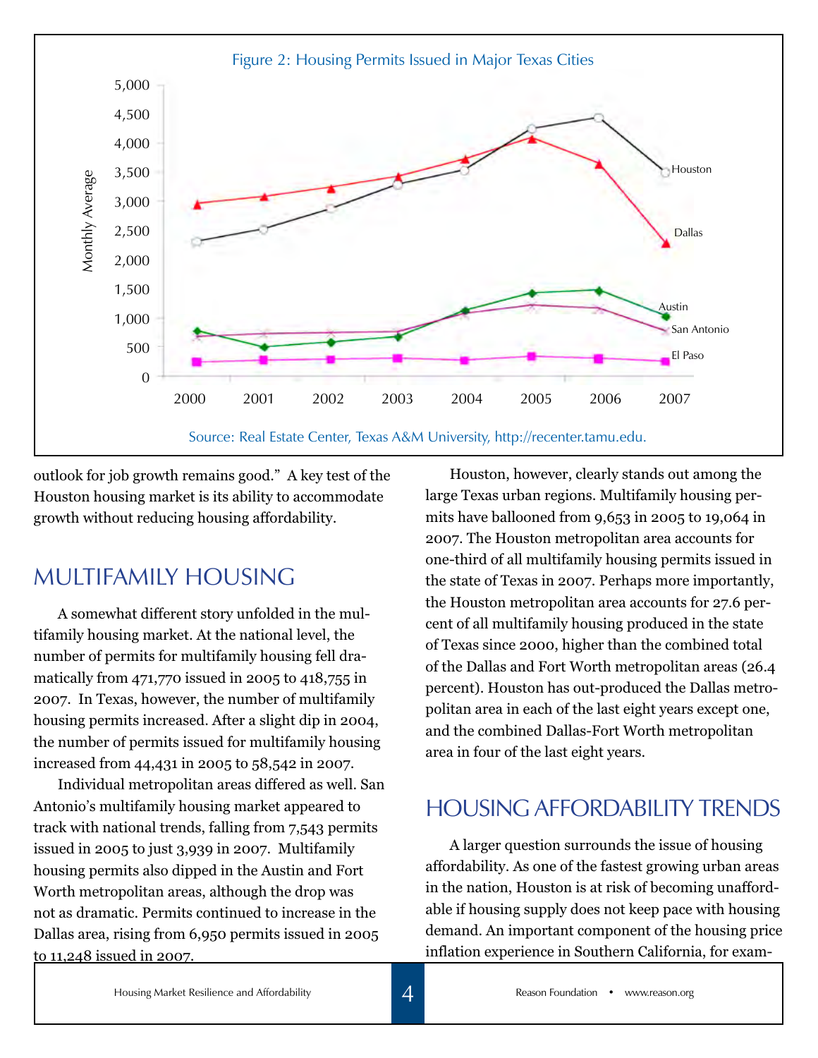Figure 2: Housing Permits Issued in Major Texas Cities

Monthly Average

5,000
4,500
4,000
3,500
3,000
2,500
2,000
1,500
1,000
500
0

2000 2001 2002 2003 2004 2005 2006 2007

Houston
Dallas
Austin
San Antonio
El Paso

Source: Real Estate Center, Texas A&M University, http://recenter.tamu.edu.

outlook for job growth remains good." A key test of the Houston housing market is its ability to accommodate growth without reducing housing affordability.

## MULTIFAMILY HOUSING

A somewhat different story unfolded in the multifamily housing market. At the national level, the number of permits for multifamily housing fell dramatically from 471,770 issued in 2005 to 418,755 in 2007. In Texas, however, the number of multifamily housing permits increased. After a slight dip in 2004, the number of permits issued for multifamily housing increased from 44,431 in 2005 to 58,542 in 2007.

Individual metropolitan areas differed as well. San Antonio's multifamily housing market appeared to track with national trends, falling from 7,543 permits issued in 2005 to just 3,939 in 2007. Multifamily housing permits also dipped in the Austin and Fort Worth metropolitan areas, although the drop was not as dramatic. Permits continued to increase in the Dallas area, rising from 6,950 permits issued in 2005 to 11,248 issued in 2007.

Houston, however, clearly stands out among the large Texas urban regions. Multifamily housing permits have ballooned from 9,653 in 2005 to 19,064 in 2007. The Houston metropolitan area accounts for one-third of all multifamily housing permits issued in the state of Texas in 2007. Perhaps more importantly, the Houston metropolitan area accounts for 27.6 percent of all multifamily housing produced in the state of Texas since 2000, higher than the combined total of the Dallas and Fort Worth metropolitan areas (26.4 percent). Houston has out-produced the Dallas metropolitan area in each of the last eight years except one, and the combined Dallas-Fort Worth metropolitan area in four of the last eight years.

## HOUSING AFFORDABILITY TRENDS

A larger question surrounds the issue of housing affordability. As one of the fastest growing urban areas in the nation, Houston is at risk of becoming unaffordable if housing supply does not keep pace with housing demand. An important component of the housing price inflation experience in Southern California, for exam-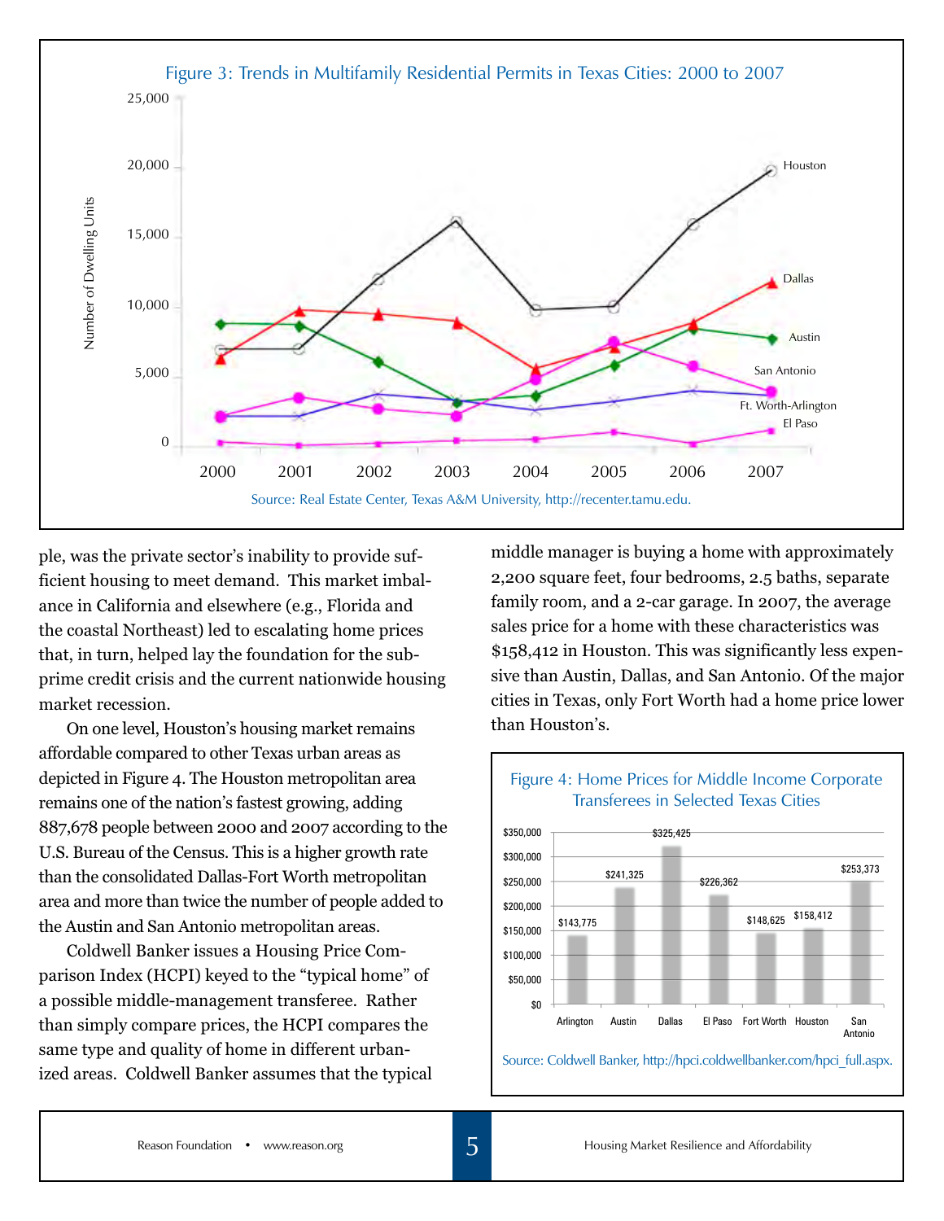Figure 3: Trends in Multifamily Residential Permits in Texas Cities: 2000 to 2007

25,000
20,000
15,000
10,000
5,000
0

Number of Dwelling Units

2000 2001 2002 2003 2004 2005 2006 2007

Houston
Dallas
Austin
San Antonio
Ft. Worth-Arlington
El Paso

Source: Real Estate Center, Texas A&M University, http://recenter.tamu.edu.

ple, was the private sector's inability to provide sufficient housing to meet demand. This market imbalance in California and elsewhere (e.g., Florida and the coastal Northeast) led to escalating home prices that, in turn, helped lay the foundation for the subprime credit crisis and the current nationwide housing market recession.

On one level, Houston's housing market remains affordable compared to other Texas urban areas as depicted in Figure 4. The Houston metropolitan area remains one of the nation's fastest growing, adding 887,678 people between 2000 and 2007 according to the U.S. Bureau of the Census. This is a higher growth rate than the consolidated Dallas-Fort Worth metropolitan area and more than twice the number of people added to the Austin and San Antonio metropolitan areas.

Coldwell Banker issues a Housing Price Comparison Index (HCPI) keyed to the "typical home" of a possible middle-management transferee. Rather than simply compare prices, the HCPI compares the same type and quality of home in different urbanized areas. Coldwell Banker assumes that the typical middle manager is buying a home with approximately 2,200 square feet, four bedrooms, 2.5 baths, separate family room, and a 2-car garage. In 2007, the average sales price for a home with these characteristics was $158,412 in Houston. This was significantly less expensive than Austin, Dallas, and San Antonio. Of the major cities in Texas, only Fort Worth had a home price lower than Houston's.

Figure 4: Home Prices for Middle Income Corporate Transferees in Selected Texas Cities

$350,000
$300,000
$250,000
$200,000
$150,000
$100,000
$50,000
$0

Arlington $143,775
Austin $241,325
Dallas $325,425
El Paso $226,362
Fort Worth $148,625
Houston $158,412
San Antonio $253,373

Source: Coldwell Banker, http://hpci.coldwellbanker.com/hpci_full.aspx.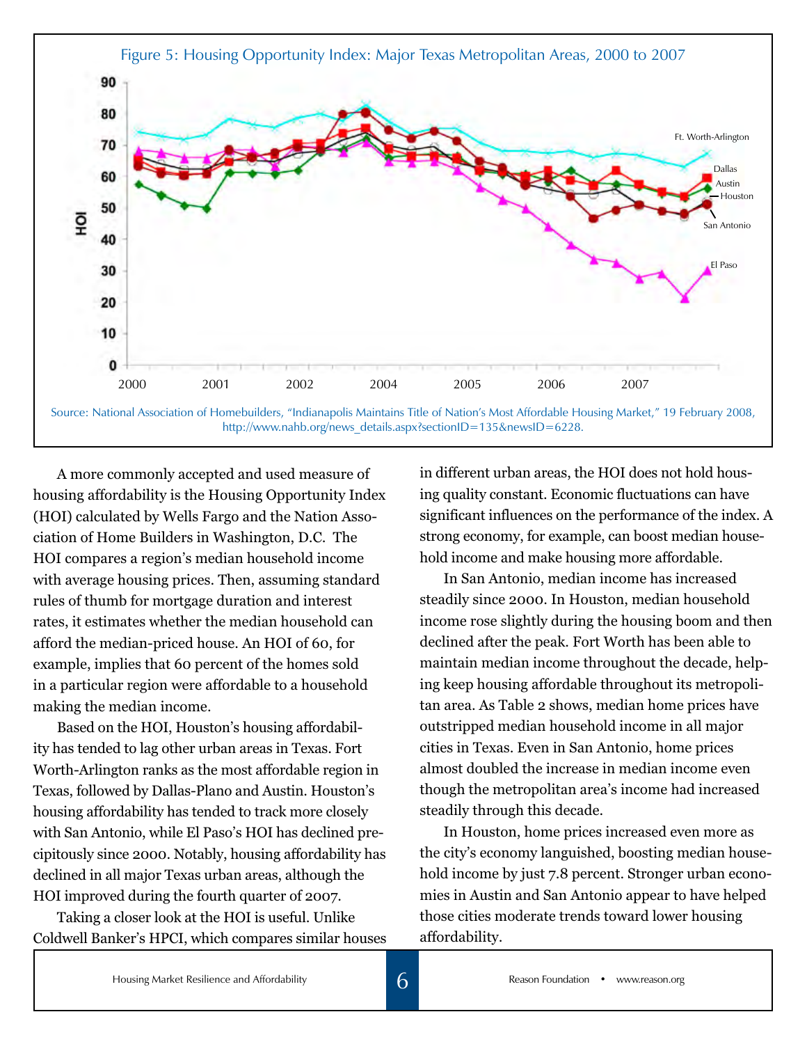Figure 5: Housing Opportunity Index: Major Texas Metropolitan Areas, 2000 to 2007

HOI

90
80
70
60
50
40
30
20
10
0

2000
2001
2002
2004
2005
2006
2007

Ft. Worth-Arlington
Dallas
Austin
Houston
San Antonio
El Paso

Source: National Association of Homebuilders, "Indianapolis Maintains Title of Nation's Most Affordable Housing Market," 19 February 2008, http://www.nahb.org/news_details.aspx?sectionID=135&newsID=6228.

A more commonly accepted and used measure of housing affordability is the Housing Opportunity Index (HOI) calculated by Wells Fargo and the Nation Association of Home Builders in Washington, D.C. The HOI compares a region's median household income with average housing prices. Then, assuming standard rules of thumb for mortgage duration and interest rates, it estimates whether the median household can afford the median-priced house. An HOI of 60, for example, implies that 60 percent of the homes sold in a particular region were affordable to a household making the median income.

Based on the HOI, Houston's housing affordability has tended to lag other urban areas in Texas. Fort Worth-Arlington ranks as the most affordable region in Texas, followed by Dallas-Plano and Austin. Houston's housing affordability has tended to track more closely with San Antonio, while El Paso's HOI has declined precipitously since 2000. Notably, housing affordability has declined in all major Texas urban areas, although the HOI improved during the fourth quarter of 2007.

Taking a closer look at the HOI is useful. Unlike Coldwell Banker's HPCI, which compares similar houses in different urban areas, the HOI does not hold housing quality constant. Economic fluctuations can have significant influences on the performance of the index. A strong economy, for example, can boost median household income and make housing more affordable.

In San Antonio, median income has increased steadily since 2000. In Houston, median household income rose slightly during the housing boom and then declined after the peak. Fort Worth has been able to maintain median income throughout the decade, helping keep housing affordable throughout its metropolitan area. As Table 2 shows, median home prices have outstripped median household income in all major cities in Texas. Even in San Antonio, home prices almost doubled the increase in median income even though the metropolitan area's income had increased steadily through this decade.

In Houston, home prices increased even more as the city's economy languished, boosting median household income by just 7.8 percent. Stronger urban economies in Austin and San Antonio appear to have helped those cities moderate trends toward lower housing affordability.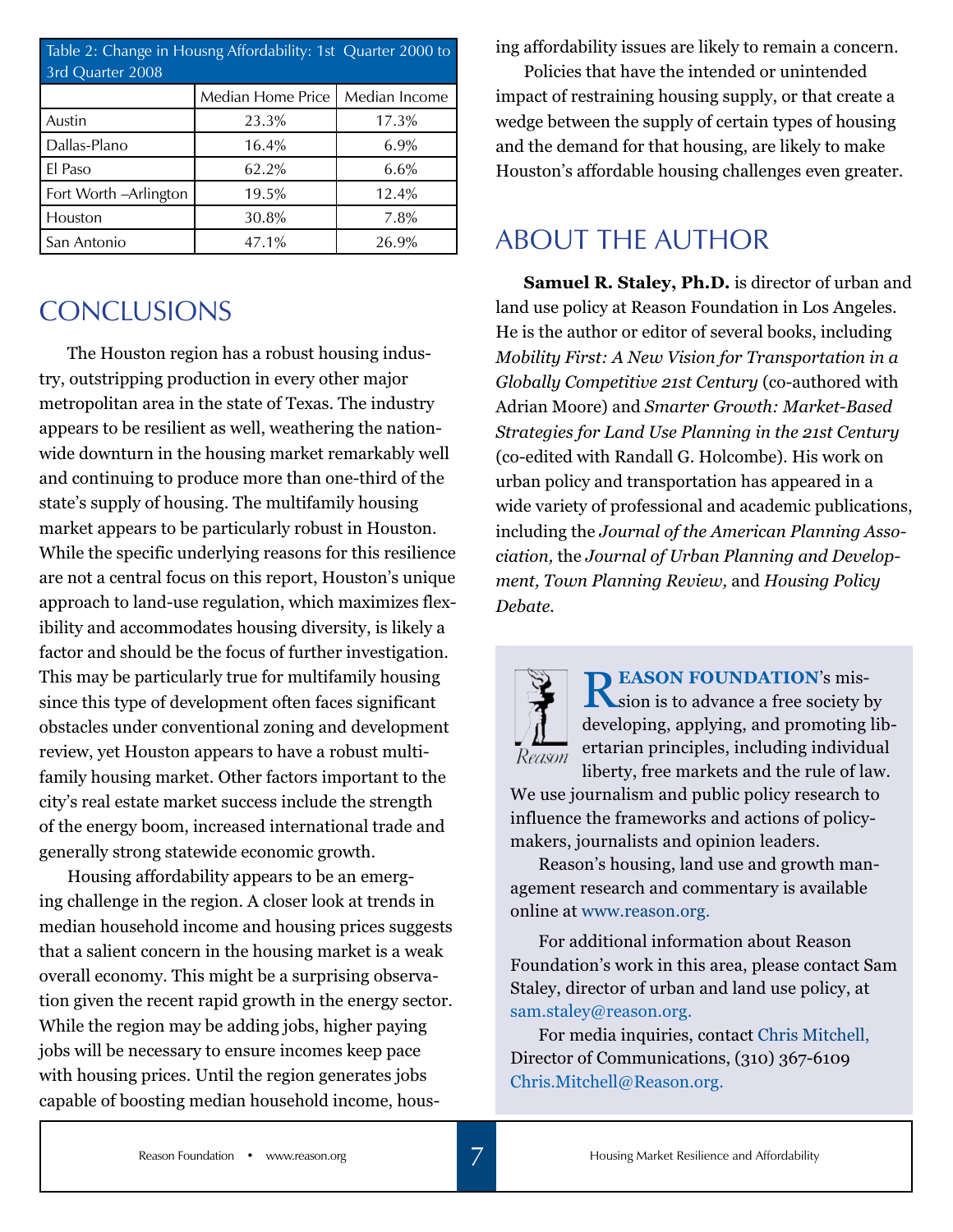Table 2: Change in Housng Affordability: 1st Quarter 2000 to 3rd Quarter 2008

| | Median Home Price | Median Income |
|---|---|---|
| Austin | 23.3% | 17.3% |
| Dallas-Plano | 16.4% | 6.9% |
| El Paso | 62.2% | 6.6% |
| Fort Worth –Arlington | 19.5% | 12.4% |
| Houston | 30.8% | 7.8% |
| San Antonio | 47.1% | 26.9% |

## CONCLUSIONS

The Houston region has a robust housing industry, outstripping production in every other major metropolitan area in the state of Texas. The industry appears to be resilient as well, weathering the nationwide downturn in the housing market remarkably well and continuing to produce more than one-third of the state's supply of housing. The multifamily housing market appears to be particularly robust in Houston. While the specific underlying reasons for this resilience are not a central focus on this report, Houston's unique approach to land-use regulation, which maximizes flexibility and accommodates housing diversity, is likely a factor and should be the focus of further investigation. This may be particularly true for multifamily housing since this type of development often faces significant obstacles under conventional zoning and development review, yet Houston appears to have a robust multifamily housing market. Other factors important to the city's real estate market success include the strength of the energy boom, increased international trade and generally strong statewide economic growth.

Housing affordability appears to be an emerging challenge in the region. A closer look at trends in median household income and housing prices suggests that a salient concern in the housing market is a weak overall economy. This might be a surprising observation given the recent rapid growth in the energy sector. While the region may be adding jobs, higher paying jobs will be necessary to ensure incomes keep pace with housing prices. Until the region generates jobs capable of boosting median household income, housing affordability issues are likely to remain a concern.

Policies that have the intended or unintended impact of restraining housing supply, or that create a wedge between the supply of certain types of housing and the demand for that housing, are likely to make Houston's affordable housing challenges even greater.

## ABOUT THE AUTHOR

**Samuel R. Staley, Ph.D.** is director of urban and land use policy at Reason Foundation in Los Angeles. He is the author or editor of several books, including *Mobility First: A New Vision for Transportation in a Globally Competitive 21st Century* (co-authored with Adrian Moore) and *Smarter Growth: Market-Based Strategies for Land Use Planning in the 21st Century* (co-edited with Randall G. Holcombe). His work on urban policy and transportation has appeared in a wide variety of professional and academic publications, including the *Journal of the American Planning Association,* the *Journal of Urban Planning and Development, Town Planning Review,* and *Housing Policy Debate.*

**REASON FOUNDATION**'s mission is to advance a free society by developing, applying, and promoting libertarian principles, including individual liberty, free markets and the rule of law. We use journalism and public policy research to influence the frameworks and actions of policymakers, journalists and opinion leaders.

Reason's housing, land use and growth management research and commentary is available online at www.reason.org.

For additional information about Reason Foundation's work in this area, please contact Sam Staley, director of urban and land use policy, at sam.staley@reason.org.

For media inquiries, contact Chris Mitchell, Director of Communications, (310) 367-6109 Chris.Mitchell@Reason.org.